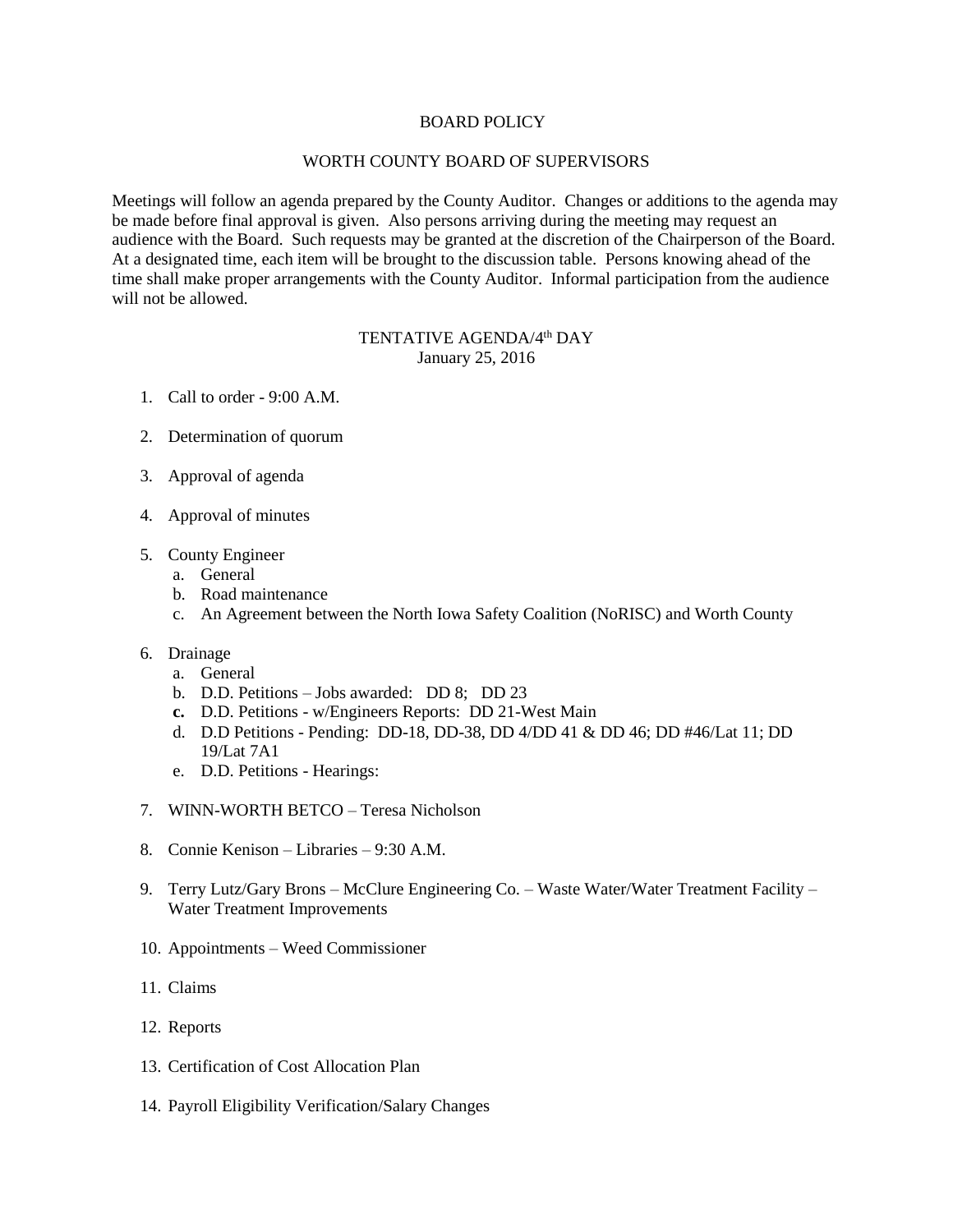# BOARD POLICY

## WORTH COUNTY BOARD OF SUPERVISORS

Meetings will follow an agenda prepared by the County Auditor. Changes or additions to the agenda may be made before final approval is given. Also persons arriving during the meeting may request an audience with the Board. Such requests may be granted at the discretion of the Chairperson of the Board. At a designated time, each item will be brought to the discussion table. Persons knowing ahead of the time shall make proper arrangements with the County Auditor. Informal participation from the audience will not be allowed.

### TENTATIVE AGENDA/4th DAY
January 25, 2016

1. Call to order - 9:00 A.M.

2. Determination of quorum

3. Approval of agenda

4. Approval of minutes

5. County Engineer
   a. General
   b. Road maintenance
   c. An Agreement between the North Iowa Safety Coalition (NoRISC) and Worth County

6. Drainage
   a. General
   b. D.D. Petitions – Jobs awarded: DD 8; DD 23
   c. D.D. Petitions - w/Engineers Reports: DD 21-West Main
   d. D.D Petitions - Pending: DD-18, DD-38, DD 4/DD 41 & DD 46; DD #46/Lat 11; DD 19/Lat 7A1
   e. D.D. Petitions - Hearings:

7. WINN-WORTH BETCO – Teresa Nicholson

8. Connie Kenison – Libraries – 9:30 A.M.

9. Terry Lutz/Gary Brons – McClure Engineering Co. – Waste Water/Water Treatment Facility – Water Treatment Improvements

10. Appointments – Weed Commissioner

11. Claims

12. Reports

13. Certification of Cost Allocation Plan

14. Payroll Eligibility Verification/Salary Changes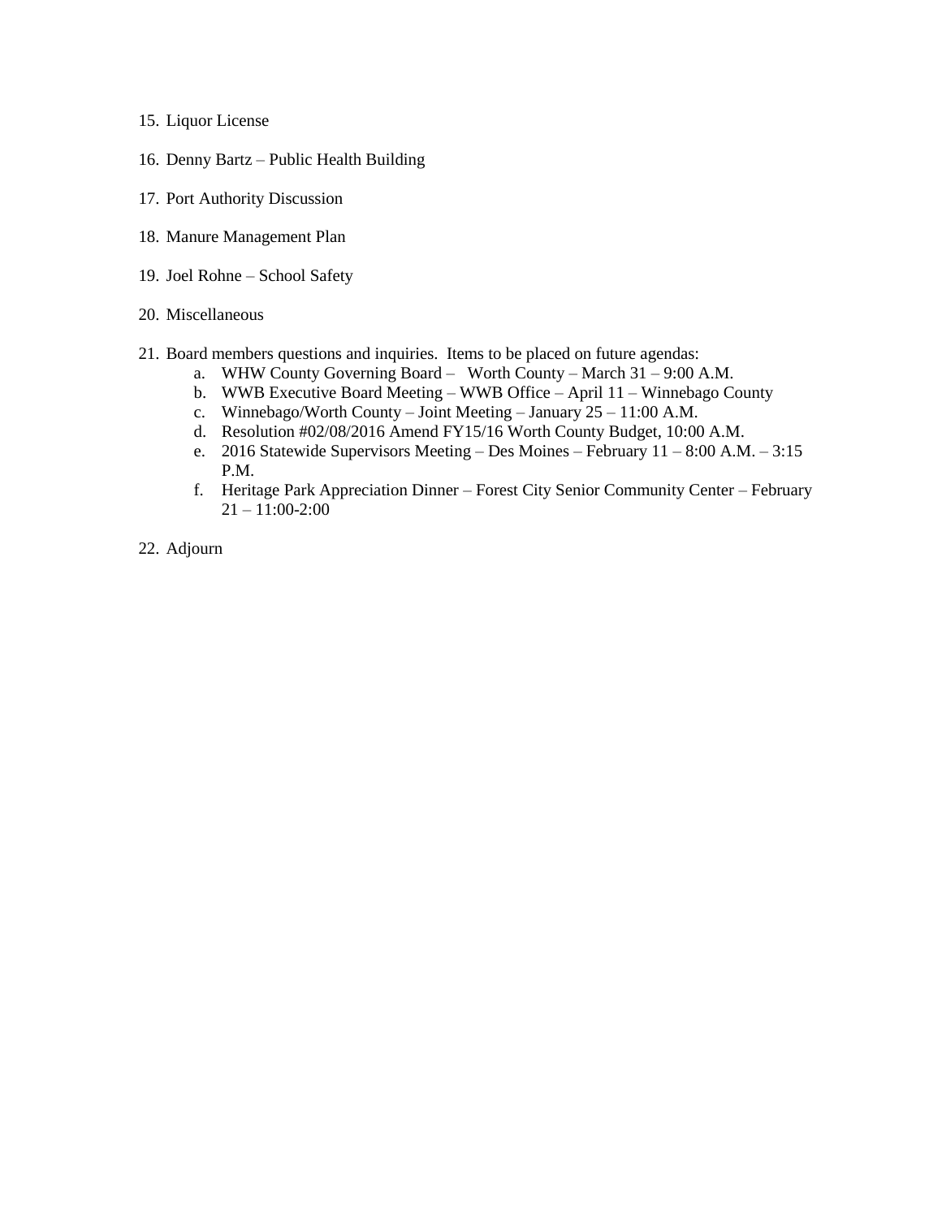15. Liquor License

16. Denny Bartz – Public Health Building

17. Port Authority Discussion

18. Manure Management Plan

19. Joel Rohne – School Safety

20. Miscellaneous

21. Board members questions and inquiries. Items to be placed on future agendas:
    a. WHW County Governing Board – Worth County – March 31 – 9:00 A.M.
    b. WWB Executive Board Meeting – WWB Office – April 11 – Winnebago County
    c. Winnebago/Worth County – Joint Meeting – January 25 – 11:00 A.M.
    d. Resolution #02/08/2016 Amend FY15/16 Worth County Budget, 10:00 A.M.
    e. 2016 Statewide Supervisors Meeting – Des Moines – February 11 – 8:00 A.M. – 3:15 P.M.
    f. Heritage Park Appreciation Dinner – Forest City Senior Community Center – February 21 – 11:00-2:00

22. Adjourn